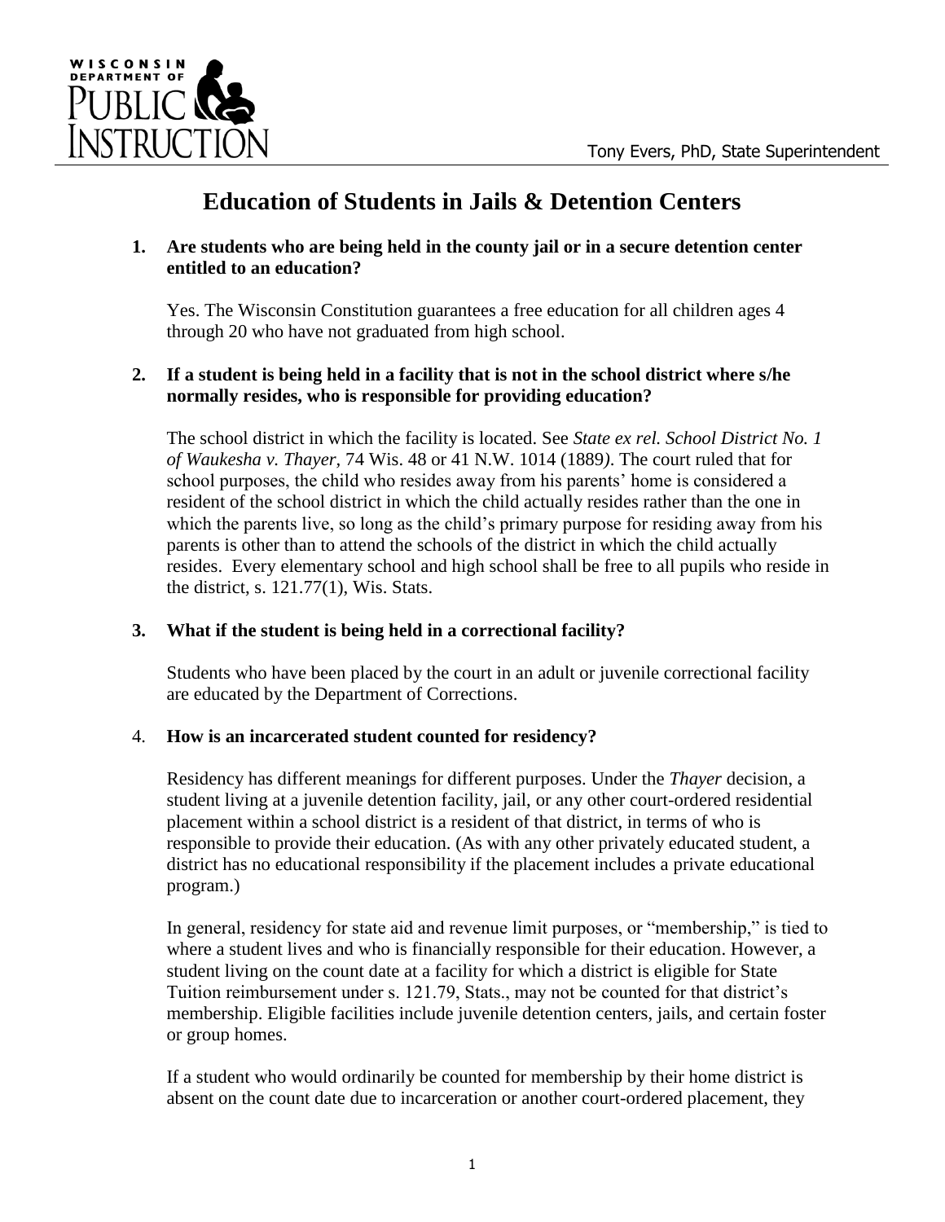WISCONSIN DEPARTMENT OF PUBLIC INSTRUCTION

Tony Evers, PhD, State Superintendent

# Education of Students in Jails & Detention Centers

**1. Are students who are being held in the county jail or in a secure detention center entitled to an education?**

Yes. The Wisconsin Constitution guarantees a free education for all children ages 4 through 20 who have not graduated from high school.

**2. If a student is being held in a facility that is not in the school district where s/he normally resides, who is responsible for providing education?**

The school district in which the facility is located. See *State ex rel. School District No. 1 of Waukesha v. Thayer*, 74 Wis. 48 or 41 N.W. 1014 (1889*)*. The court ruled that for school purposes, the child who resides away from his parents' home is considered a resident of the school district in which the child actually resides rather than the one in which the parents live, so long as the child's primary purpose for residing away from his parents is other than to attend the schools of the district in which the child actually resides. Every elementary school and high school shall be free to all pupils who reside in the district, s. 121.77(1), Wis. Stats.

**3. What if the student is being held in a correctional facility?**

Students who have been placed by the court in an adult or juvenile correctional facility are educated by the Department of Corrections.

4. **How is an incarcerated student counted for residency?**

Residency has different meanings for different purposes. Under the *Thayer* decision, a student living at a juvenile detention facility, jail, or any other court-ordered residential placement within a school district is a resident of that district, in terms of who is responsible to provide their education. (As with any other privately educated student, a district has no educational responsibility if the placement includes a private educational program.)

In general, residency for state aid and revenue limit purposes, or "membership," is tied to where a student lives and who is financially responsible for their education. However, a student living on the count date at a facility for which a district is eligible for State Tuition reimbursement under s. 121.79, Stats., may not be counted for that district's membership. Eligible facilities include juvenile detention centers, jails, and certain foster or group homes.

If a student who would ordinarily be counted for membership by their home district is absent on the count date due to incarceration or another court-ordered placement, they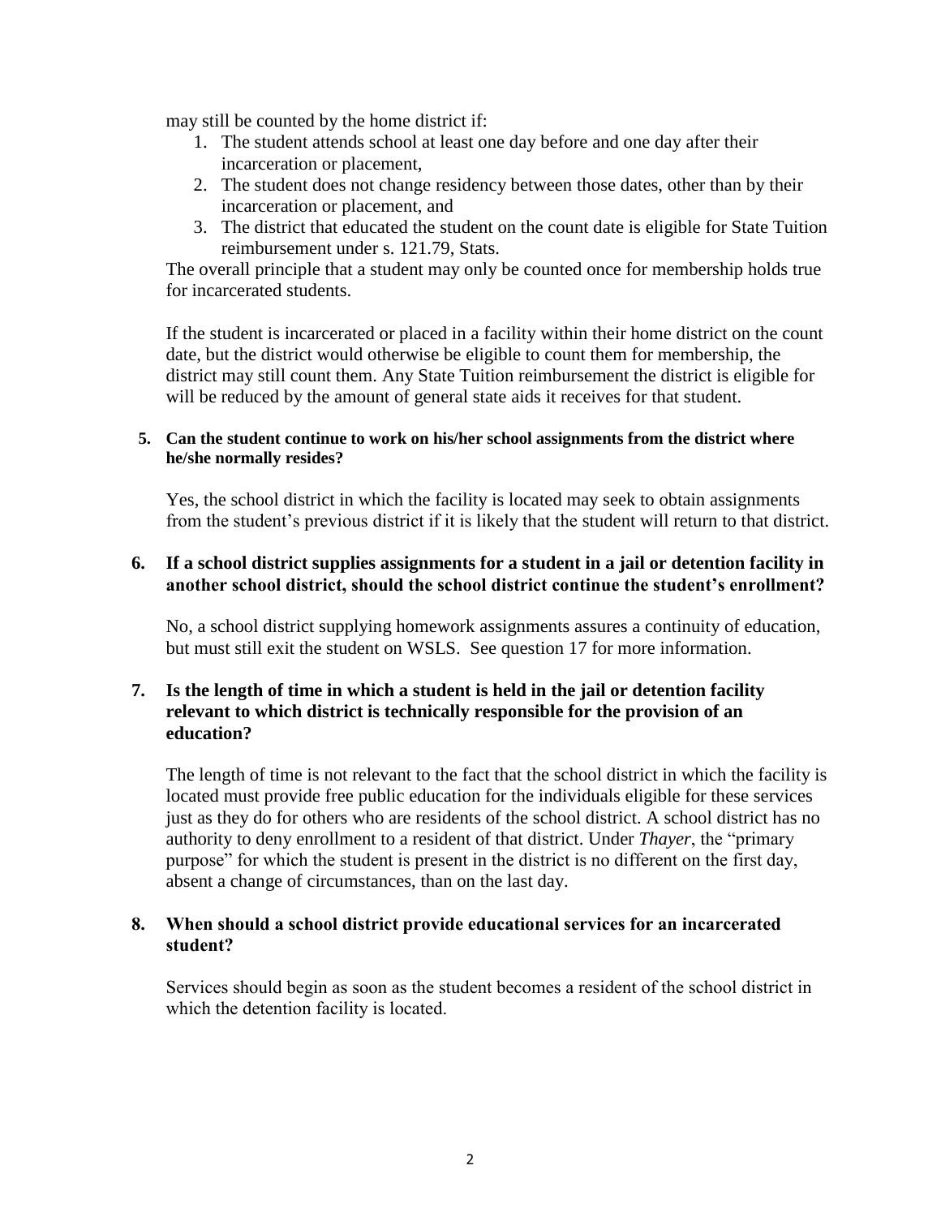may still be counted by the home district if:

1. The student attends school at least one day before and one day after their incarceration or placement,
2. The student does not change residency between those dates, other than by their incarceration or placement, and
3. The district that educated the student on the count date is eligible for State Tuition reimbursement under s. 121.79, Stats.

The overall principle that a student may only be counted once for membership holds true for incarcerated students.

If the student is incarcerated or placed in a facility within their home district on the count date, but the district would otherwise be eligible to count them for membership, the district may still count them. Any State Tuition reimbursement the district is eligible for will be reduced by the amount of general state aids it receives for that student.

**5. Can the student continue to work on his/her school assignments from the district where he/she normally resides?**

Yes, the school district in which the facility is located may seek to obtain assignments from the student's previous district if it is likely that the student will return to that district.

**6. If a school district supplies assignments for a student in a jail or detention facility in another school district, should the school district continue the student's enrollment?**

No, a school district supplying homework assignments assures a continuity of education, but must still exit the student on WSLS. See question 17 for more information.

**7. Is the length of time in which a student is held in the jail or detention facility relevant to which district is technically responsible for the provision of an education?**

The length of time is not relevant to the fact that the school district in which the facility is located must provide free public education for the individuals eligible for these services just as they do for others who are residents of the school district. A school district has no authority to deny enrollment to a resident of that district. Under *Thayer*, the "primary purpose" for which the student is present in the district is no different on the first day, absent a change of circumstances, than on the last day.

**8. When should a school district provide educational services for an incarcerated student?**

Services should begin as soon as the student becomes a resident of the school district in which the detention facility is located.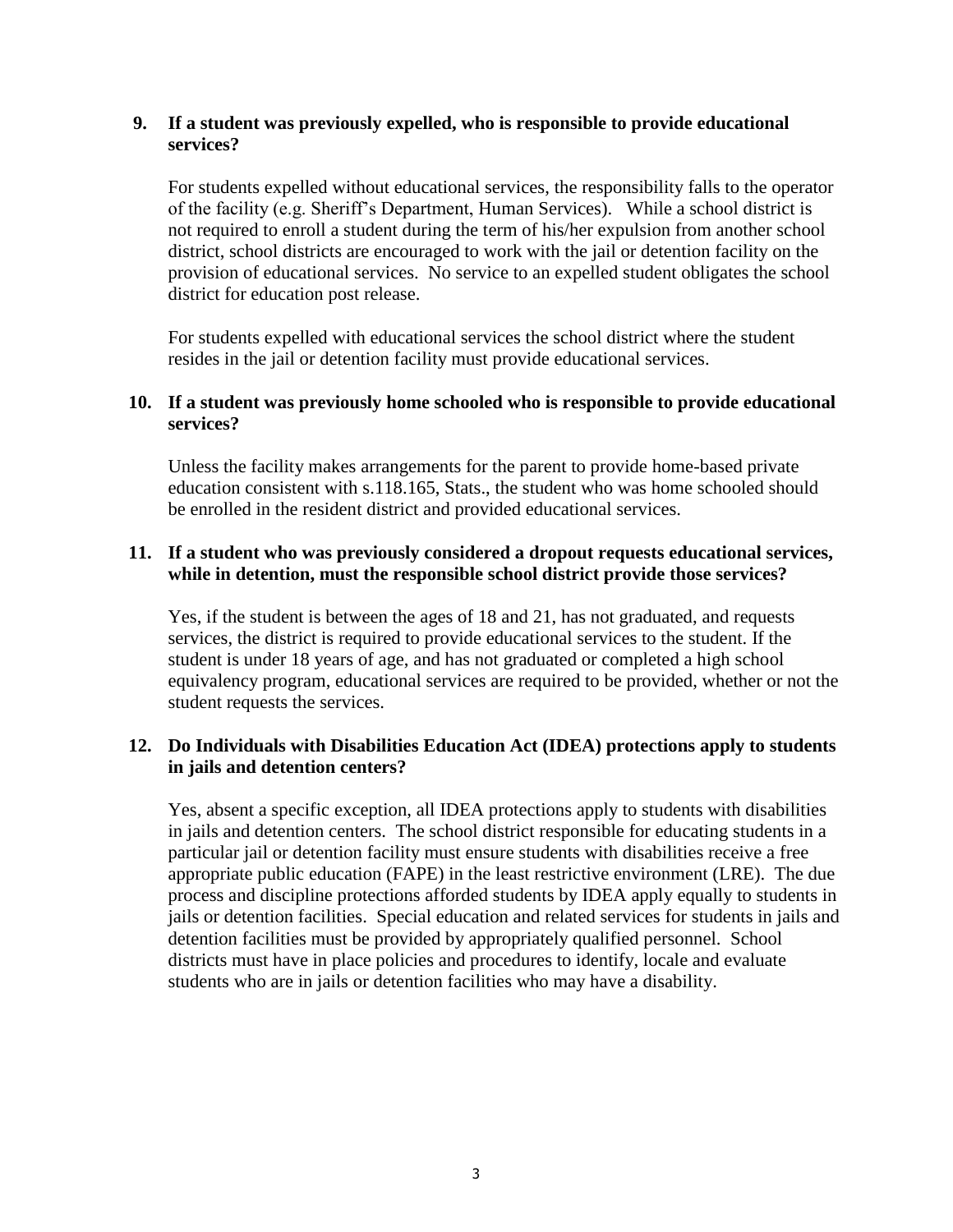**9. If a student was previously expelled, who is responsible to provide educational services?**

For students expelled without educational services, the responsibility falls to the operator of the facility (e.g. Sheriff's Department, Human Services). While a school district is not required to enroll a student during the term of his/her expulsion from another school district, school districts are encouraged to work with the jail or detention facility on the provision of educational services. No service to an expelled student obligates the school district for education post release.

For students expelled with educational services the school district where the student resides in the jail or detention facility must provide educational services.

**10. If a student was previously home schooled who is responsible to provide educational services?**

Unless the facility makes arrangements for the parent to provide home-based private education consistent with s.118.165, Stats., the student who was home schooled should be enrolled in the resident district and provided educational services.

**11. If a student who was previously considered a dropout requests educational services, while in detention, must the responsible school district provide those services?**

Yes, if the student is between the ages of 18 and 21, has not graduated, and requests services, the district is required to provide educational services to the student. If the student is under 18 years of age, and has not graduated or completed a high school equivalency program, educational services are required to be provided, whether or not the student requests the services.

**12. Do Individuals with Disabilities Education Act (IDEA) protections apply to students in jails and detention centers?**

Yes, absent a specific exception, all IDEA protections apply to students with disabilities in jails and detention centers. The school district responsible for educating students in a particular jail or detention facility must ensure students with disabilities receive a free appropriate public education (FAPE) in the least restrictive environment (LRE). The due process and discipline protections afforded students by IDEA apply equally to students in jails or detention facilities. Special education and related services for students in jails and detention facilities must be provided by appropriately qualified personnel. School districts must have in place policies and procedures to identify, locale and evaluate students who are in jails or detention facilities who may have a disability.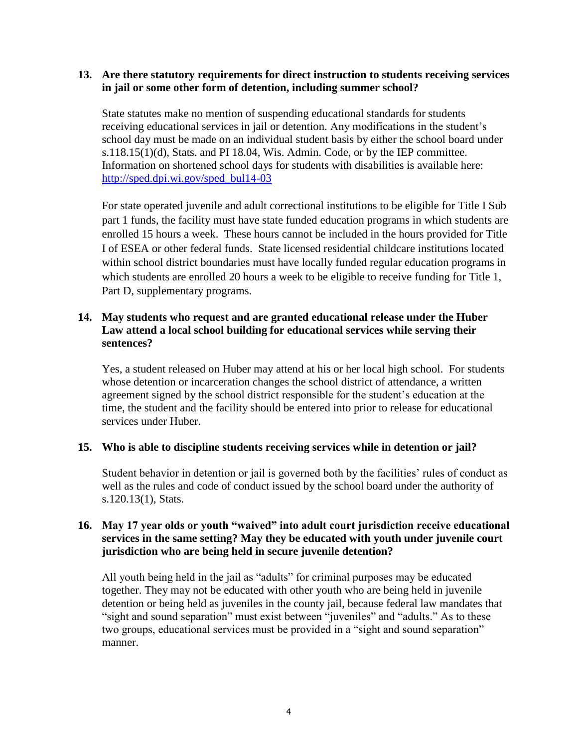**13. Are there statutory requirements for direct instruction to students receiving services in jail or some other form of detention, including summer school?**

State statutes make no mention of suspending educational standards for students receiving educational services in jail or detention. Any modifications in the student's school day must be made on an individual student basis by either the school board under s.118.15(1)(d), Stats. and PI 18.04, Wis. Admin. Code, or by the IEP committee. Information on shortened school days for students with disabilities is available here: [http://sped.dpi.wi.gov/sped_bul14-03](http://sped.dpi.wi.gov/sped_bul14-03)

For state operated juvenile and adult correctional institutions to be eligible for Title I Sub part 1 funds, the facility must have state funded education programs in which students are enrolled 15 hours a week. These hours cannot be included in the hours provided for Title I of ESEA or other federal funds. State licensed residential childcare institutions located within school district boundaries must have locally funded regular education programs in which students are enrolled 20 hours a week to be eligible to receive funding for Title 1, Part D, supplementary programs.

**14. May students who request and are granted educational release under the Huber Law attend a local school building for educational services while serving their sentences?**

Yes, a student released on Huber may attend at his or her local high school. For students whose detention or incarceration changes the school district of attendance, a written agreement signed by the school district responsible for the student's education at the time, the student and the facility should be entered into prior to release for educational services under Huber.

**15. Who is able to discipline students receiving services while in detention or jail?**

Student behavior in detention or jail is governed both by the facilities' rules of conduct as well as the rules and code of conduct issued by the school board under the authority of s.120.13(1), Stats.

**16. May 17 year olds or youth "waived" into adult court jurisdiction receive educational services in the same setting? May they be educated with youth under juvenile court jurisdiction who are being held in secure juvenile detention?**

All youth being held in the jail as "adults" for criminal purposes may be educated together. They may not be educated with other youth who are being held in juvenile detention or being held as juveniles in the county jail, because federal law mandates that "sight and sound separation" must exist between "juveniles" and "adults." As to these two groups, educational services must be provided in a "sight and sound separation" manner.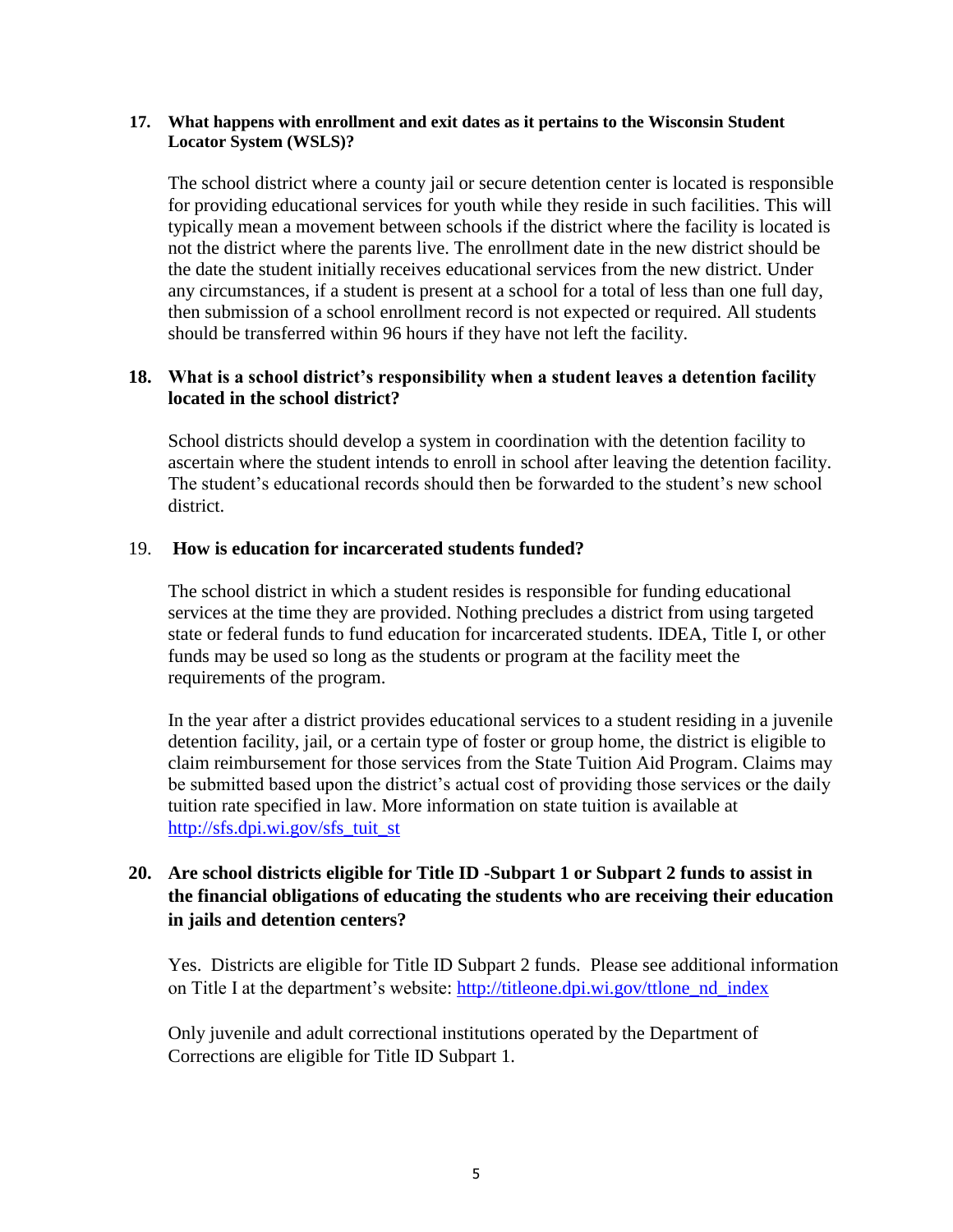**17. What happens with enrollment and exit dates as it pertains to the Wisconsin Student Locator System (WSLS)?**

The school district where a county jail or secure detention center is located is responsible for providing educational services for youth while they reside in such facilities. This will typically mean a movement between schools if the district where the facility is located is not the district where the parents live. The enrollment date in the new district should be the date the student initially receives educational services from the new district. Under any circumstances, if a student is present at a school for a total of less than one full day, then submission of a school enrollment record is not expected or required. All students should be transferred within 96 hours if they have not left the facility.

**18. What is a school district's responsibility when a student leaves a detention facility located in the school district?**

School districts should develop a system in coordination with the detention facility to ascertain where the student intends to enroll in school after leaving the detention facility. The student's educational records should then be forwarded to the student's new school district.

19. **How is education for incarcerated students funded?**

The school district in which a student resides is responsible for funding educational services at the time they are provided. Nothing precludes a district from using targeted state or federal funds to fund education for incarcerated students. IDEA, Title I, or other funds may be used so long as the students or program at the facility meet the requirements of the program.

In the year after a district provides educational services to a student residing in a juvenile detention facility, jail, or a certain type of foster or group home, the district is eligible to claim reimbursement for those services from the State Tuition Aid Program. Claims may be submitted based upon the district's actual cost of providing those services or the daily tuition rate specified in law. More information on state tuition is available at [http://sfs.dpi.wi.gov/sfs_tuit_st](http://sfs.dpi.wi.gov/sfs_tuit_st)

**20. Are school districts eligible for Title ID -Subpart 1 or Subpart 2 funds to assist in the financial obligations of educating the students who are receiving their education in jails and detention centers?**

Yes. Districts are eligible for Title ID Subpart 2 funds. Please see additional information on Title I at the department's website: [http://titleone.dpi.wi.gov/ttlone_nd_index](http://titleone.dpi.wi.gov/ttlone_nd_index)

Only juvenile and adult correctional institutions operated by the Department of Corrections are eligible for Title ID Subpart 1.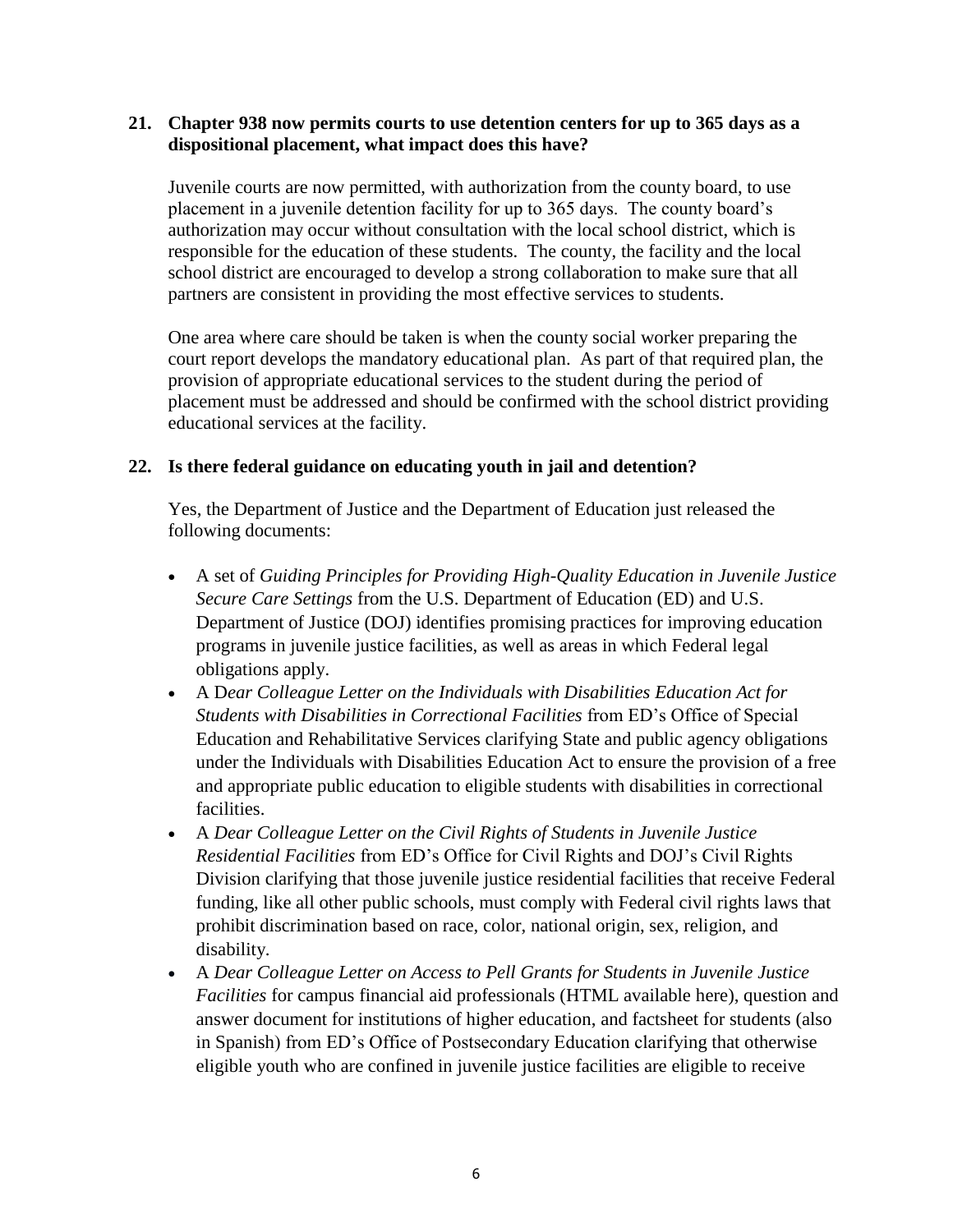**21. Chapter 938 now permits courts to use detention centers for up to 365 days as a dispositional placement, what impact does this have?**

Juvenile courts are now permitted, with authorization from the county board, to use placement in a juvenile detention facility for up to 365 days. The county board's authorization may occur without consultation with the local school district, which is responsible for the education of these students. The county, the facility and the local school district are encouraged to develop a strong collaboration to make sure that all partners are consistent in providing the most effective services to students.

One area where care should be taken is when the county social worker preparing the court report develops the mandatory educational plan. As part of that required plan, the provision of appropriate educational services to the student during the period of placement must be addressed and should be confirmed with the school district providing educational services at the facility.

**22. Is there federal guidance on educating youth in jail and detention?**

Yes, the Department of Justice and the Department of Education just released the following documents:

- A set of *Guiding Principles for Providing High-Quality Education in Juvenile Justice Secure Care Settings* from the U.S. Department of Education (ED) and U.S. Department of Justice (DOJ) identifies promising practices for improving education programs in juvenile justice facilities, as well as areas in which Federal legal obligations apply.
- A D*ear Colleague Letter on the Individuals with Disabilities Education Act for Students with Disabilities in Correctional Facilities* from ED's Office of Special Education and Rehabilitative Services clarifying State and public agency obligations under the Individuals with Disabilities Education Act to ensure the provision of a free and appropriate public education to eligible students with disabilities in correctional facilities.
- A *Dear Colleague Letter on the Civil Rights of Students in Juvenile Justice Residential Facilities* from ED's Office for Civil Rights and DOJ's Civil Rights Division clarifying that those juvenile justice residential facilities that receive Federal funding, like all other public schools, must comply with Federal civil rights laws that prohibit discrimination based on race, color, national origin, sex, religion, and disability.
- A *Dear Colleague Letter on Access to Pell Grants for Students in Juvenile Justice Facilities* for campus financial aid professionals (HTML available here), question and answer document for institutions of higher education, and factsheet for students (also in Spanish) from ED's Office of Postsecondary Education clarifying that otherwise eligible youth who are confined in juvenile justice facilities are eligible to receive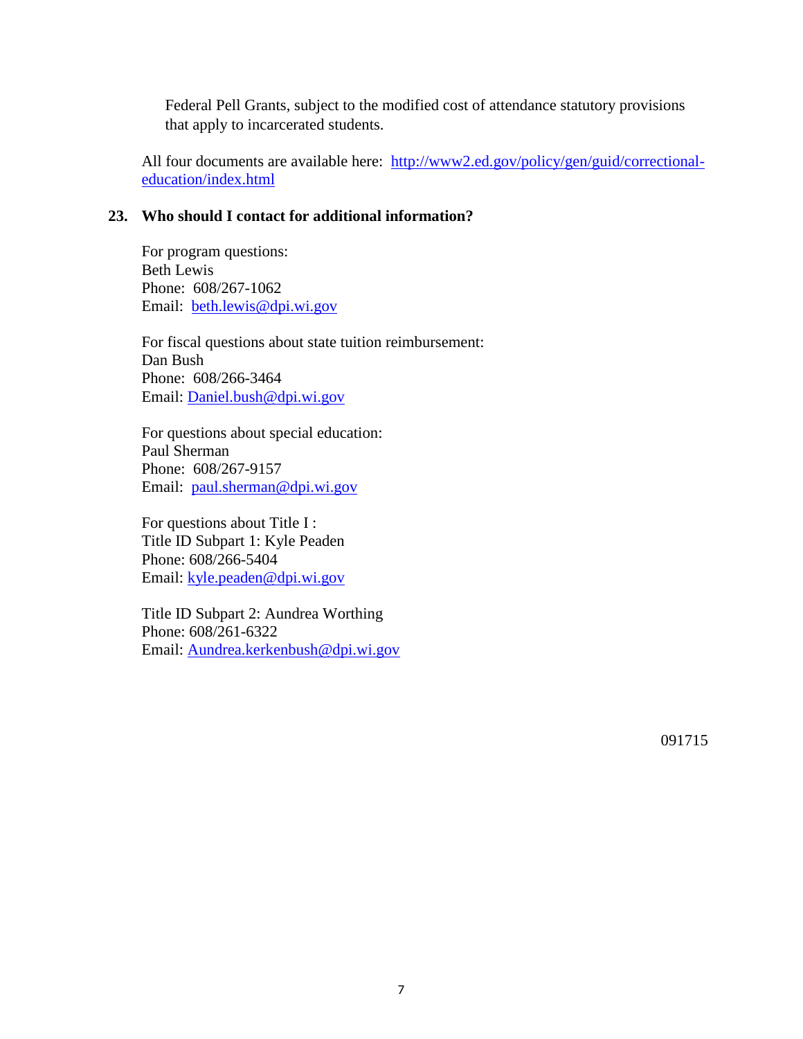Federal Pell Grants, subject to the modified cost of attendance statutory provisions that apply to incarcerated students.

All four documents are available here: http://www2.ed.gov/policy/gen/guid/correctional-education/index.html

**23. Who should I contact for additional information?**

For program questions:
Beth Lewis
Phone: 608/267-1062
Email: beth.lewis@dpi.wi.gov

For fiscal questions about state tuition reimbursement:
Dan Bush
Phone: 608/266-3464
Email: Daniel.bush@dpi.wi.gov

For questions about special education:
Paul Sherman
Phone: 608/267-9157
Email: paul.sherman@dpi.wi.gov

For questions about Title I :
Title ID Subpart 1: Kyle Peaden
Phone: 608/266-5404
Email: kyle.peaden@dpi.wi.gov

Title ID Subpart 2: Aundrea Worthing
Phone: 608/261-6322
Email: Aundrea.kerkenbush@dpi.wi.gov

091715